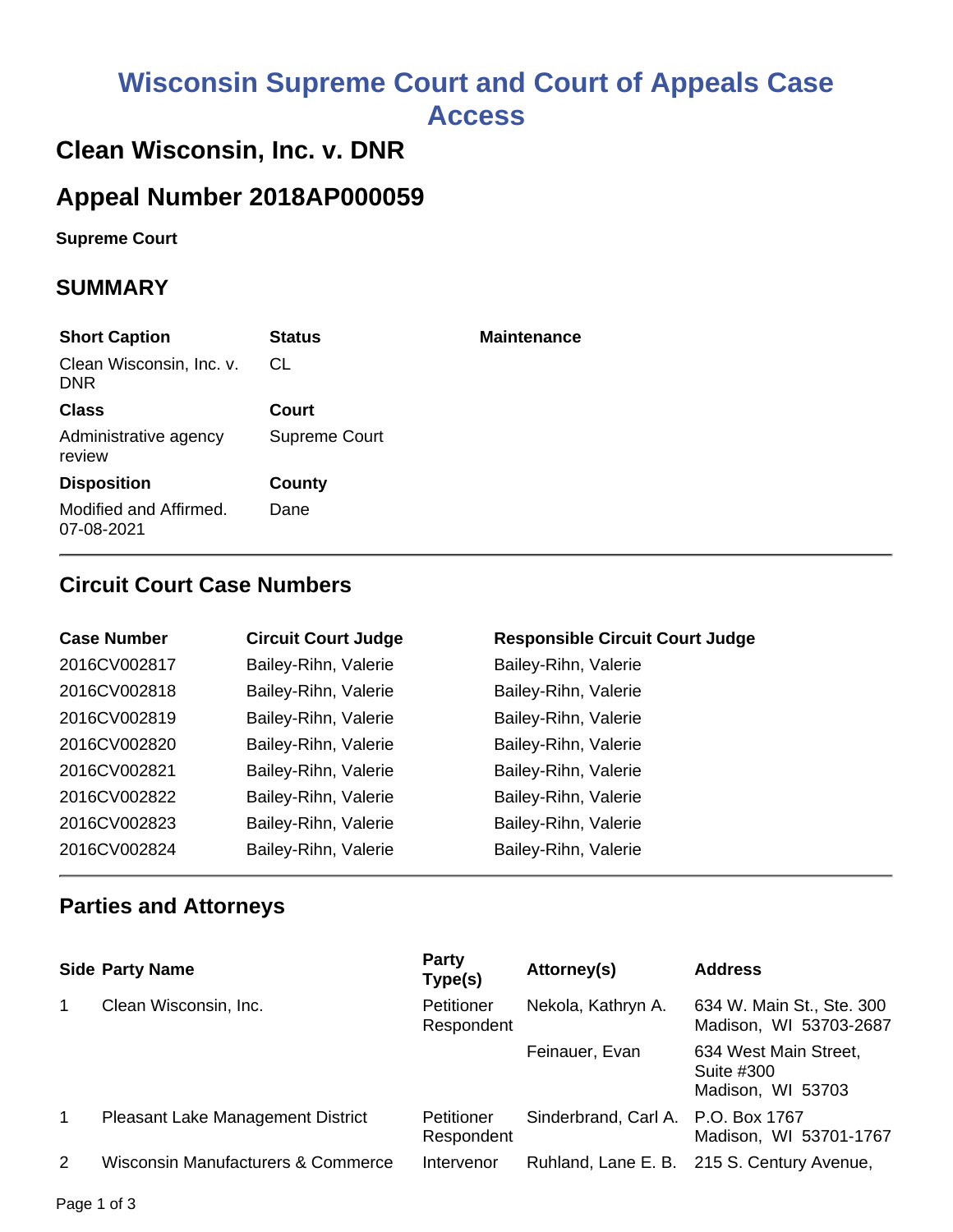# Wisconsin Supreme Court and Court of Appeals Case Access

## Clean Wisconsin, Inc. v. DNR

## Appeal Number 2018AP000059

**Supreme Court**

## SUMMARY

| Short Caption | Status | Maintenance |
|---|---|---|
| Clean Wisconsin, Inc. v. DNR | CL | |
| **Class** | **Court** | |
| Administrative agency review | Supreme Court | |
| **Disposition** | **County** | |
| Modified and Affirmed. 07-08-2021 | Dane | |

## Circuit Court Case Numbers

| Case Number | Circuit Court Judge | Responsible Circuit Court Judge |
|---|---|---|
| 2016CV002817 | Bailey-Rihn, Valerie | Bailey-Rihn, Valerie |
| 2016CV002818 | Bailey-Rihn, Valerie | Bailey-Rihn, Valerie |
| 2016CV002819 | Bailey-Rihn, Valerie | Bailey-Rihn, Valerie |
| 2016CV002820 | Bailey-Rihn, Valerie | Bailey-Rihn, Valerie |
| 2016CV002821 | Bailey-Rihn, Valerie | Bailey-Rihn, Valerie |
| 2016CV002822 | Bailey-Rihn, Valerie | Bailey-Rihn, Valerie |
| 2016CV002823 | Bailey-Rihn, Valerie | Bailey-Rihn, Valerie |
| 2016CV002824 | Bailey-Rihn, Valerie | Bailey-Rihn, Valerie |

## Parties and Attorneys

| Side | Party Name | Party Type(s) | Attorney(s) | Address |
|---|---|---|---|---|
| 1 | Clean Wisconsin, Inc. | Petitioner Respondent | Nekola, Kathryn A. | 634 W. Main St., Ste. 300 Madison, WI 53703-2687 |
| | | | Feinauer, Evan | 634 West Main Street, Suite #300 Madison, WI 53703 |
| 1 | Pleasant Lake Management District | Petitioner Respondent | Sinderbrand, Carl A. | P.O. Box 1767 Madison, WI 53701-1767 |
| 2 | Wisconsin Manufacturers & Commerce | Intervenor | Ruhland, Lane E. B. | 215 S. Century Avenue, |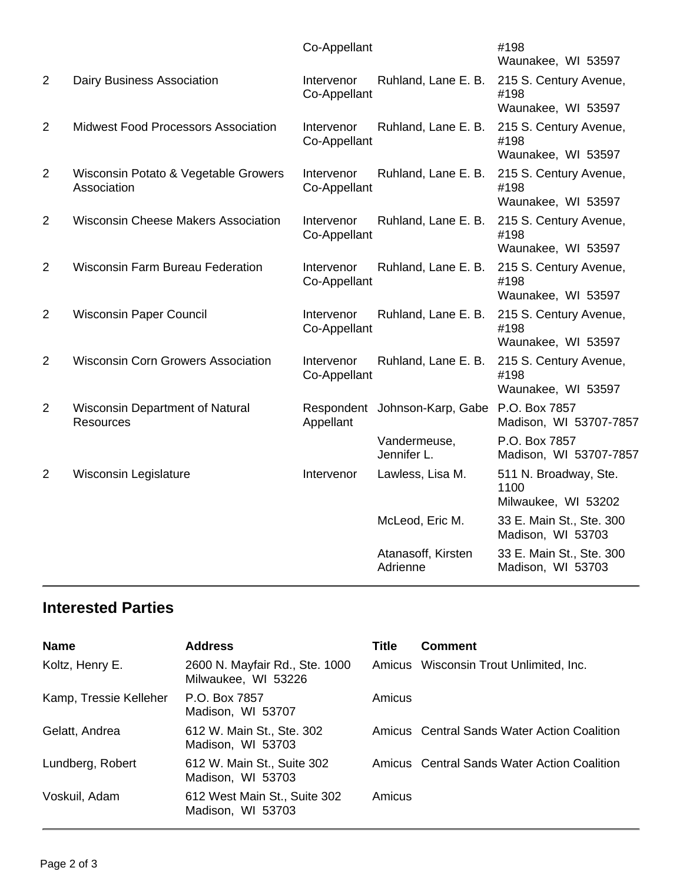|  |  | Co-Appellant |  | #198<br>Waunakee, WI 53597 |
|---|---|---|---|---|
| 2 | Dairy Business Association | Intervenor Co-Appellant | Ruhland, Lane E. B. | 215 S. Century Avenue, #198<br>Waunakee, WI 53597 |
| 2 | Midwest Food Processors Association | Intervenor Co-Appellant | Ruhland, Lane E. B. | 215 S. Century Avenue, #198<br>Waunakee, WI 53597 |
| 2 | Wisconsin Potato & Vegetable Growers Association | Intervenor Co-Appellant | Ruhland, Lane E. B. | 215 S. Century Avenue, #198<br>Waunakee, WI 53597 |
| 2 | Wisconsin Cheese Makers Association | Intervenor Co-Appellant | Ruhland, Lane E. B. | 215 S. Century Avenue, #198<br>Waunakee, WI 53597 |
| 2 | Wisconsin Farm Bureau Federation | Intervenor Co-Appellant | Ruhland, Lane E. B. | 215 S. Century Avenue, #198<br>Waunakee, WI 53597 |
| 2 | Wisconsin Paper Council | Intervenor Co-Appellant | Ruhland, Lane E. B. | 215 S. Century Avenue, #198<br>Waunakee, WI 53597 |
| 2 | Wisconsin Corn Growers Association | Intervenor Co-Appellant | Ruhland, Lane E. B. | 215 S. Century Avenue, #198<br>Waunakee, WI 53597 |
| 2 | Wisconsin Department of Natural Resources | Respondent Appellant | Johnson-Karp, Gabe | P.O. Box 7857<br>Madison, WI 53707-7857 |
|  |  |  | Vandermeuse, Jennifer L. | P.O. Box 7857<br>Madison, WI 53707-7857 |
| 2 | Wisconsin Legislature | Intervenor | Lawless, Lisa M. | 511 N. Broadway, Ste. 1100<br>Milwaukee, WI 53202 |
|  |  |  | McLeod, Eric M. | 33 E. Main St., Ste. 300<br>Madison, WI 53703 |
|  |  |  | Atanasoff, Kirsten Adrienne | 33 E. Main St., Ste. 300<br>Madison, WI 53703 |

## Interested Parties

| Name | Address | Title | Comment |
|---|---|---|---|
| Koltz, Henry E. | 2600 N. Mayfair Rd., Ste. 1000<br>Milwaukee, WI 53226 | Amicus | Wisconsin Trout Unlimited, Inc. |
| Kamp, Tressie Kelleher | P.O. Box 7857<br>Madison, WI 53707 | Amicus |  |
| Gelatt, Andrea | 612 W. Main St., Ste. 302<br>Madison, WI 53703 | Amicus | Central Sands Water Action Coalition |
| Lundberg, Robert | 612 W. Main St., Suite 302<br>Madison, WI 53703 | Amicus | Central Sands Water Action Coalition |
| Voskuil, Adam | 612 West Main St., Suite 302<br>Madison, WI 53703 | Amicus |  |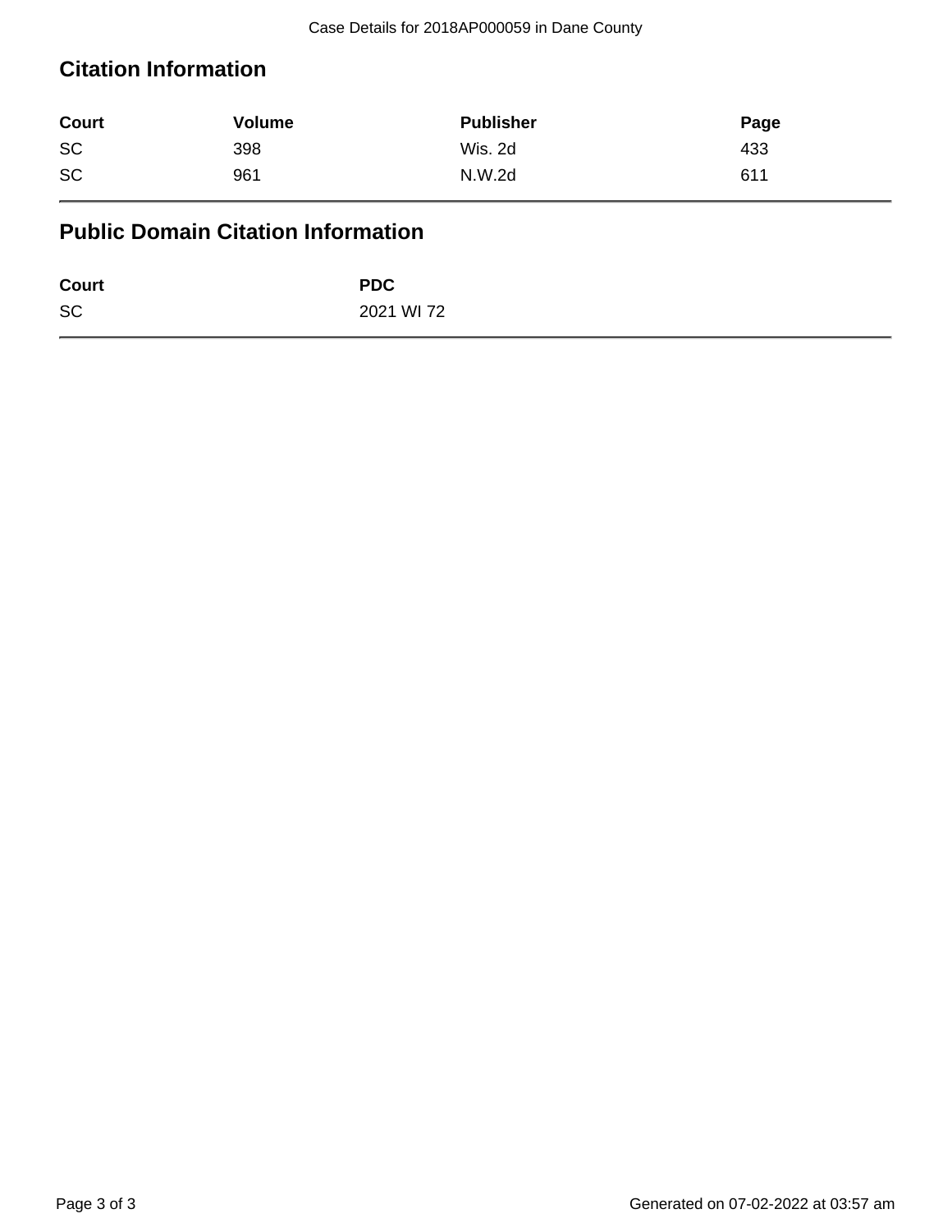## Citation Information

| Court | Volume | Publisher | Page |
|---|---|---|---|
| SC | 398 | Wis. 2d | 433 |
| SC | 961 | N.W.2d | 611 |

## Public Domain Citation Information

| Court | PDC |
|---|---|
| SC | 2021 WI 72 |